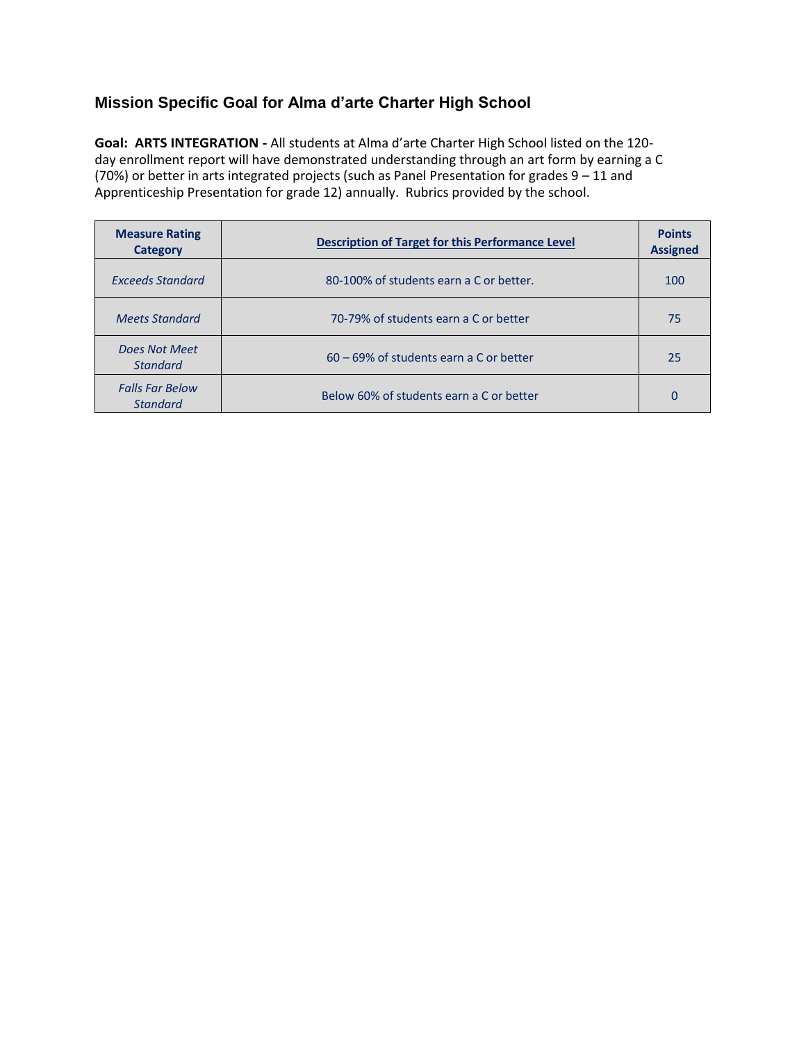## Mission Specific Goal for Alma d'arte Charter High School

**Goal: ARTS INTEGRATION -** All students at Alma d'arte Charter High School listed on the 120-day enrollment report will have demonstrated understanding through an art form by earning a C (70%) or better in arts integrated projects (such as Panel Presentation for grades 9 – 11 and Apprenticeship Presentation for grade 12) annually. Rubrics provided by the school.

| Measure Rating Category | Description of Target for this Performance Level | Points Assigned |
|---|---|---|
| *Exceeds Standard* | 80-100% of students earn a C or better. | 100 |
| *Meets Standard* | 70-79% of students earn a C or better | 75 |
| *Does Not Meet Standard* | 60 – 69% of students earn a C or better | 25 |
| *Falls Far Below Standard* | Below 60% of students earn a C or better | 0 |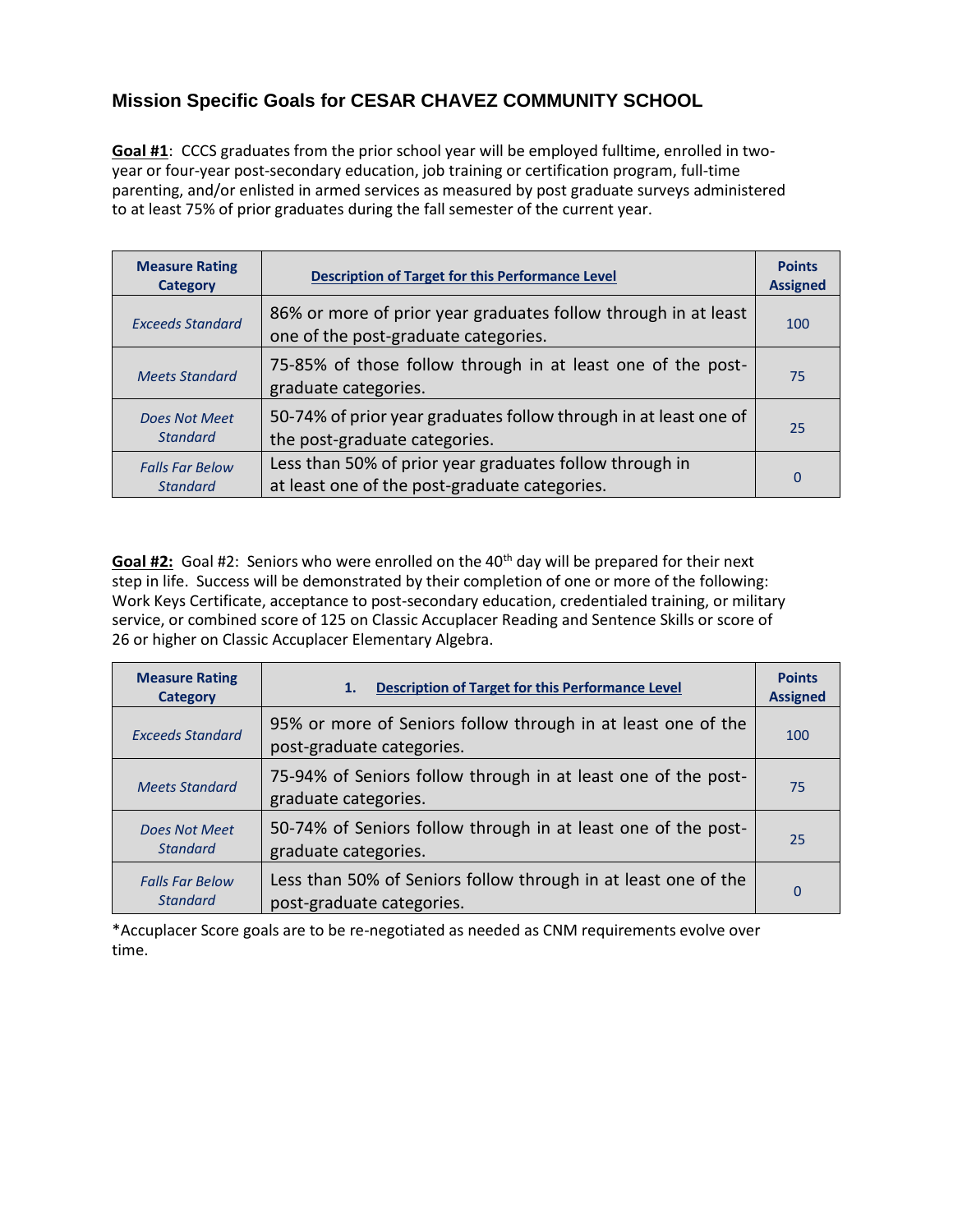## Mission Specific Goals for CESAR CHAVEZ COMMUNITY SCHOOL

**Goal #1**: CCCS graduates from the prior school year will be employed fulltime, enrolled in two-year or four-year post-secondary education, job training or certification program, full-time parenting, and/or enlisted in armed services as measured by post graduate surveys administered to at least 75% of prior graduates during the fall semester of the current year.

| Measure Rating Category | Description of Target for this Performance Level | Points Assigned |
|---|---|---|
| *Exceeds Standard* | 86% or more of prior year graduates follow through in at least one of the post-graduate categories. | 100 |
| *Meets Standard* | 75-85% of those follow through in at least one of the post-graduate categories. | 75 |
| *Does Not Meet Standard* | 50-74% of prior year graduates follow through in at least one of the post-graduate categories. | 25 |
| *Falls Far Below Standard* | Less than 50% of prior year graduates follow through in at least one of the post-graduate categories. | 0 |

**Goal #2:** Goal #2: Seniors who were enrolled on the 40th day will be prepared for their next step in life. Success will be demonstrated by their completion of one or more of the following: Work Keys Certificate, acceptance to post-secondary education, credentialed training, or military service, or combined score of 125 on Classic Accuplacer Reading and Sentence Skills or score of 26 or higher on Classic Accuplacer Elementary Algebra.

| Measure Rating Category | 1. Description of Target for this Performance Level | Points Assigned |
|---|---|---|
| *Exceeds Standard* | 95% or more of Seniors follow through in at least one of the post-graduate categories. | 100 |
| *Meets Standard* | 75-94% of Seniors follow through in at least one of the post-graduate categories. | 75 |
| *Does Not Meet Standard* | 50-74% of Seniors follow through in at least one of the post-graduate categories. | 25 |
| *Falls Far Below Standard* | Less than 50% of Seniors follow through in at least one of the post-graduate categories. | 0 |

*Accuplacer Score goals are to be re-negotiated as needed as CNM requirements evolve over time.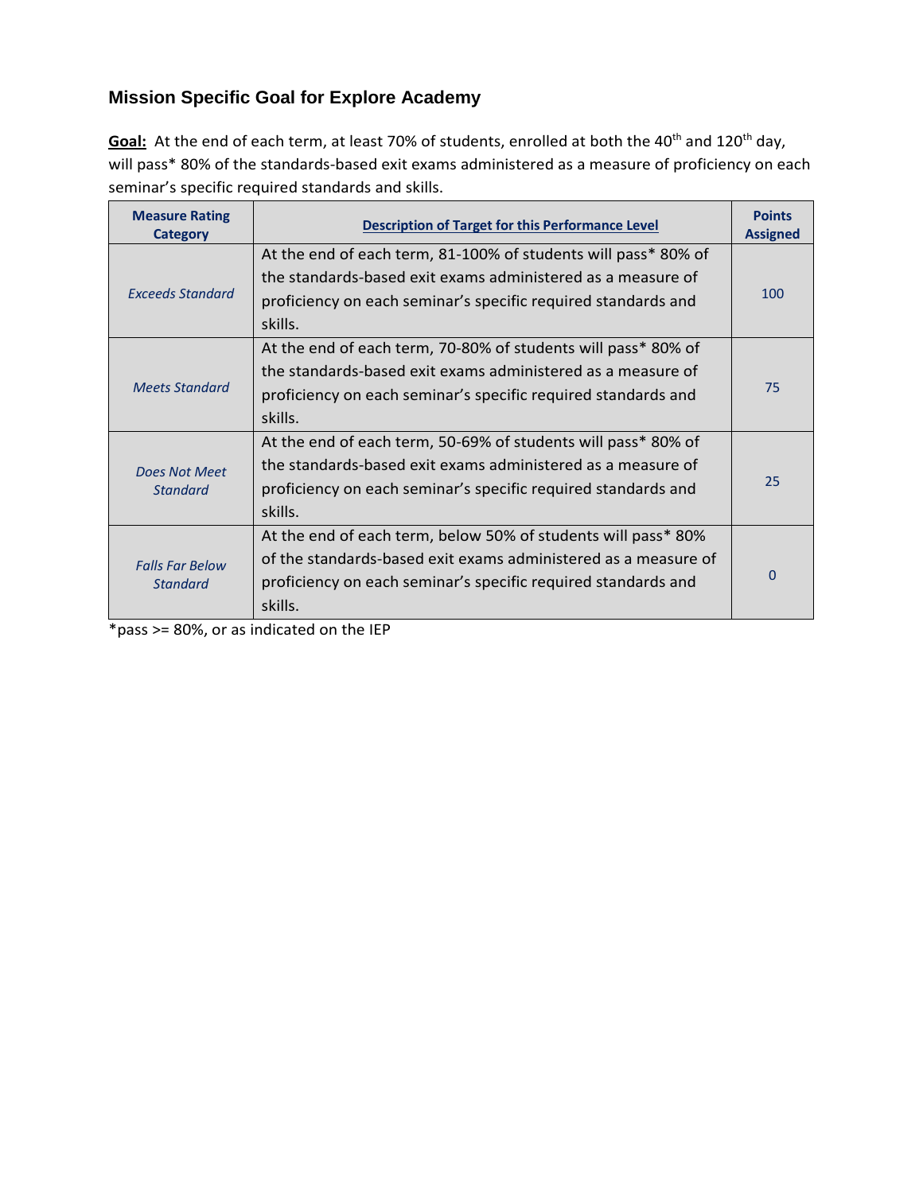## Mission Specific Goal for Explore Academy

**Goal:** At the end of each term, at least 70% of students, enrolled at both the 40th and 120th day, will pass* 80% of the standards-based exit exams administered as a measure of proficiency on each seminar's specific required standards and skills.

| Measure Rating Category | Description of Target for this Performance Level | Points Assigned |
|---|---|---|
| *Exceeds Standard* | At the end of each term, 81-100% of students will pass* 80% of the standards-based exit exams administered as a measure of proficiency on each seminar's specific required standards and skills. | 100 |
| *Meets Standard* | At the end of each term, 70-80% of students will pass* 80% of the standards-based exit exams administered as a measure of proficiency on each seminar's specific required standards and skills. | 75 |
| *Does Not Meet Standard* | At the end of each term, 50-69% of students will pass* 80% of the standards-based exit exams administered as a measure of proficiency on each seminar's specific required standards and skills. | 25 |
| *Falls Far Below Standard* | At the end of each term, below 50% of students will pass* 80% of the standards-based exit exams administered as a measure of proficiency on each seminar's specific required standards and skills. | 0 |

*pass >= 80%, or as indicated on the IEP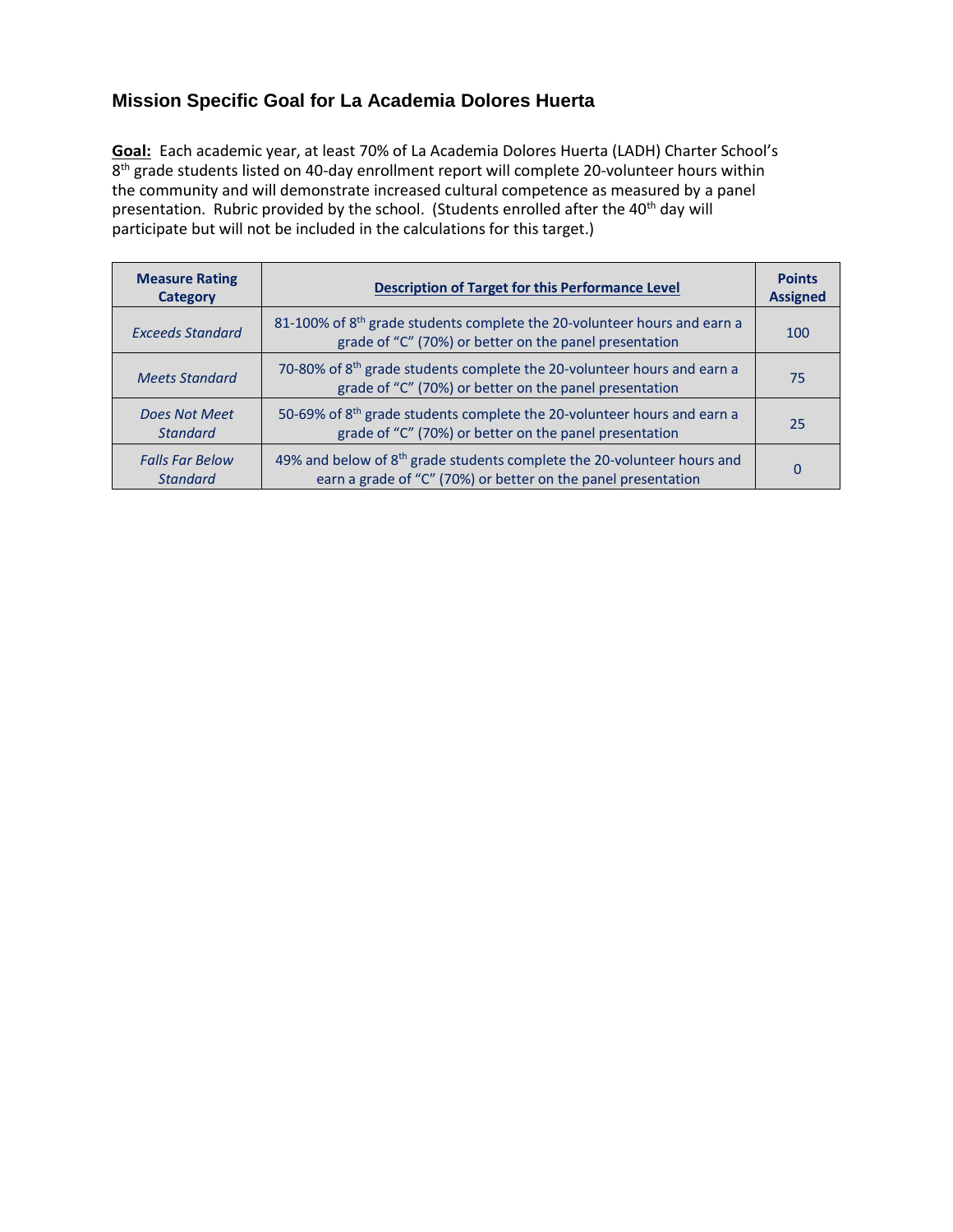## Mission Specific Goal for La Academia Dolores Huerta

**Goal:** Each academic year, at least 70% of La Academia Dolores Huerta (LADH) Charter School's 8th grade students listed on 40-day enrollment report will complete 20-volunteer hours within the community and will demonstrate increased cultural competence as measured by a panel presentation. Rubric provided by the school. (Students enrolled after the 40th day will participate but will not be included in the calculations for this target.)

| Measure Rating Category | Description of Target for this Performance Level | Points Assigned |
|---|---|---|
| *Exceeds Standard* | 81-100% of 8th grade students complete the 20-volunteer hours and earn a grade of "C" (70%) or better on the panel presentation | 100 |
| *Meets Standard* | 70-80% of 8th grade students complete the 20-volunteer hours and earn a grade of "C" (70%) or better on the panel presentation | 75 |
| *Does Not Meet Standard* | 50-69% of 8th grade students complete the 20-volunteer hours and earn a grade of "C" (70%) or better on the panel presentation | 25 |
| *Falls Far Below Standard* | 49% and below of 8th grade students complete the 20-volunteer hours and earn a grade of "C" (70%) or better on the panel presentation | 0 |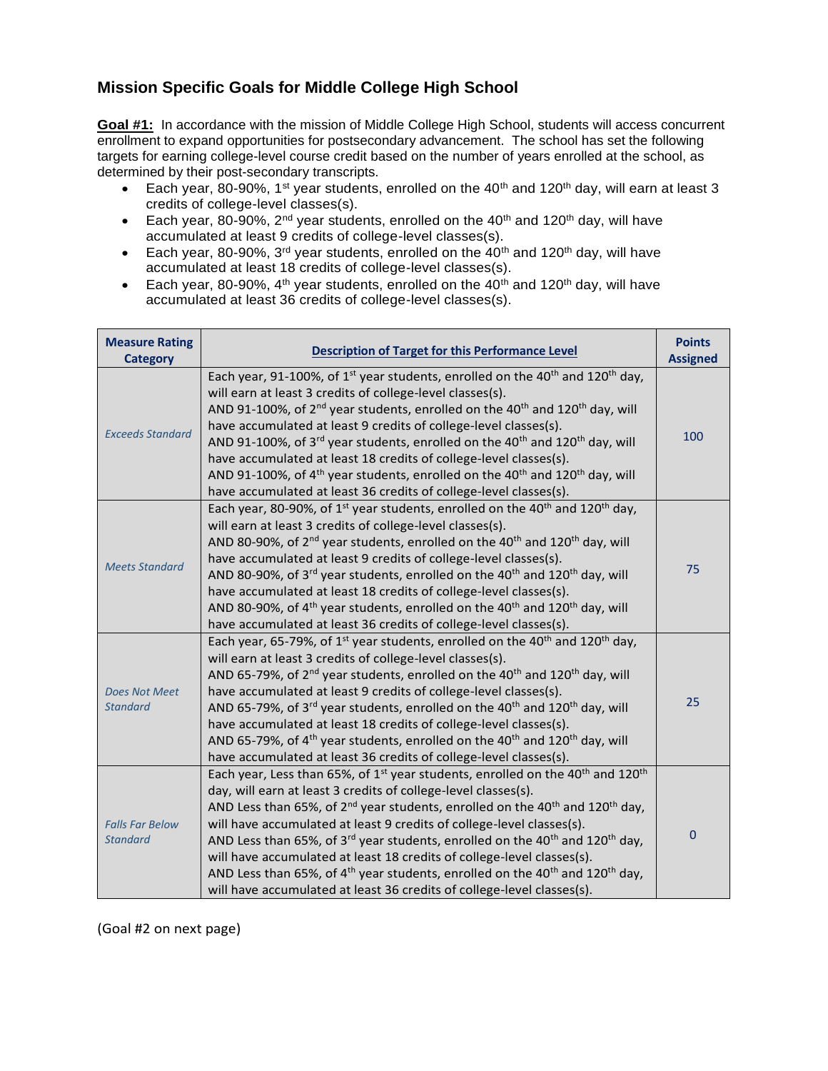## Mission Specific Goals for Middle College High School

**Goal #1:** In accordance with the mission of Middle College High School, students will access concurrent enrollment to expand opportunities for postsecondary advancement. The school has set the following targets for earning college-level course credit based on the number of years enrolled at the school, as determined by their post-secondary transcripts.

- Each year, 80-90%, 1st year students, enrolled on the 40th and 120th day, will earn at least 3 credits of college-level classes(s).
- Each year, 80-90%, 2nd year students, enrolled on the 40th and 120th day, will have accumulated at least 9 credits of college-level classes(s).
- Each year, 80-90%, 3rd year students, enrolled on the 40th and 120th day, will have accumulated at least 18 credits of college-level classes(s).
- Each year, 80-90%, 4th year students, enrolled on the 40th and 120th day, will have accumulated at least 36 credits of college-level classes(s).

| Measure Rating Category | Description of Target for this Performance Level | Points Assigned |
|---|---|---|
| *Exceeds Standard* | Each year, 91-100%, of 1st year students, enrolled on the 40th and 120th day, will earn at least 3 credits of college-level classes(s). AND 91-100%, of 2nd year students, enrolled on the 40th and 120th day, will have accumulated at least 9 credits of college-level classes(s). AND 91-100%, of 3rd year students, enrolled on the 40th and 120th day, will have accumulated at least 18 credits of college-level classes(s). AND 91-100%, of 4th year students, enrolled on the 40th and 120th day, will have accumulated at least 36 credits of college-level classes(s). | 100 |
| *Meets Standard* | Each year, 80-90%, of 1st year students, enrolled on the 40th and 120th day, will earn at least 3 credits of college-level classes(s). AND 80-90%, of 2nd year students, enrolled on the 40th and 120th day, will have accumulated at least 9 credits of college-level classes(s). AND 80-90%, of 3rd year students, enrolled on the 40th and 120th day, will have accumulated at least 18 credits of college-level classes(s). AND 80-90%, of 4th year students, enrolled on the 40th and 120th day, will have accumulated at least 36 credits of college-level classes(s). | 75 |
| *Does Not Meet Standard* | Each year, 65-79%, of 1st year students, enrolled on the 40th and 120th day, will earn at least 3 credits of college-level classes(s). AND 65-79%, of 2nd year students, enrolled on the 40th and 120th day, will have accumulated at least 9 credits of college-level classes(s). AND 65-79%, of 3rd year students, enrolled on the 40th and 120th day, will have accumulated at least 18 credits of college-level classes(s). AND 65-79%, of 4th year students, enrolled on the 40th and 120th day, will have accumulated at least 36 credits of college-level classes(s). | 25 |
| *Falls Far Below Standard* | Each year, Less than 65%, of 1st year students, enrolled on the 40th and 120th day, will earn at least 3 credits of college-level classes(s). AND Less than 65%, of 2nd year students, enrolled on the 40th and 120th day, will have accumulated at least 9 credits of college-level classes(s). AND Less than 65%, of 3rd year students, enrolled on the 40th and 120th day, will have accumulated at least 18 credits of college-level classes(s). AND Less than 65%, of 4th year students, enrolled on the 40th and 120th day, will have accumulated at least 36 credits of college-level classes(s). | 0 |

(Goal #2 on next page)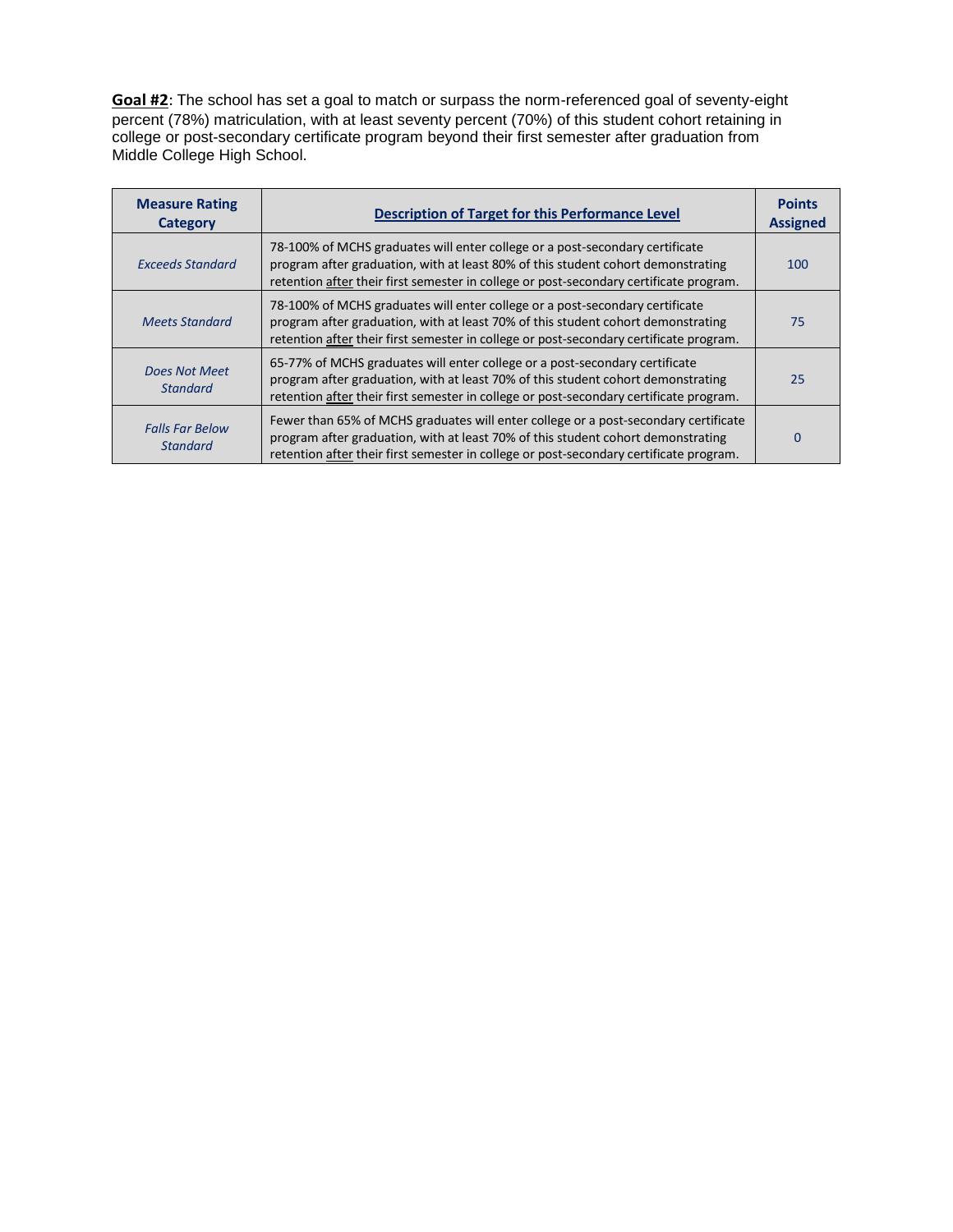**<u>Goal #2</u>**: The school has set a goal to match or surpass the norm-referenced goal of seventy-eight percent (78%) matriculation, with at least seventy percent (70%) of this student cohort retaining in college or post-secondary certificate program beyond their first semester after graduation from Middle College High School.

| Measure Rating Category | <u>Description of Target for this Performance Level</u> | Points Assigned |
|---|---|---|
| *Exceeds Standard* | 78-100% of MCHS graduates will enter college or a post-secondary certificate program after graduation, with at least 80% of this student cohort demonstrating retention <u>after</u> their first semester in college or post-secondary certificate program. | 100 |
| *Meets Standard* | 78-100% of MCHS graduates will enter college or a post-secondary certificate program after graduation, with at least 70% of this student cohort demonstrating retention <u>after</u> their first semester in college or post-secondary certificate program. | 75 |
| *Does Not Meet Standard* | 65-77% of MCHS graduates will enter college or a post-secondary certificate program after graduation, with at least 70% of this student cohort demonstrating retention <u>after</u> their first semester in college or post-secondary certificate program. | 25 |
| *Falls Far Below Standard* | Fewer than 65% of MCHS graduates will enter college or a post-secondary certificate program after graduation, with at least 70% of this student cohort demonstrating retention <u>after</u> their first semester in college or post-secondary certificate program. | 0 |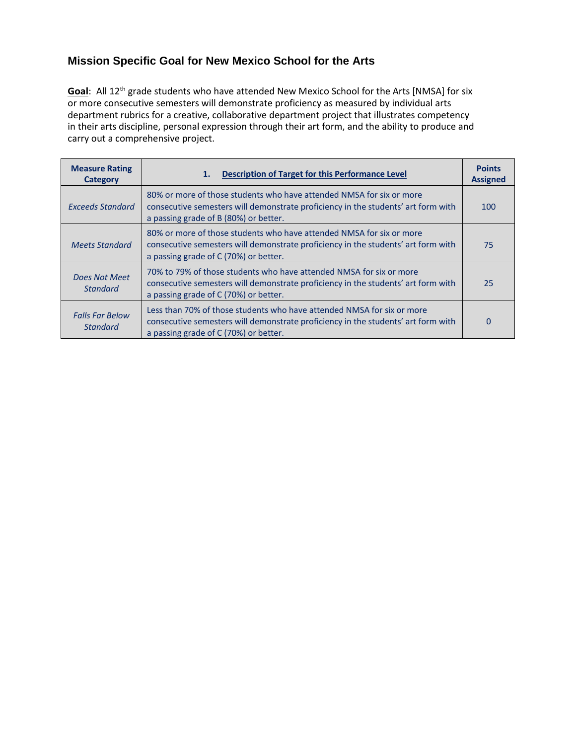## Mission Specific Goal for New Mexico School for the Arts

**Goal**: All 12th grade students who have attended New Mexico School for the Arts [NMSA] for six or more consecutive semesters will demonstrate proficiency as measured by individual arts department rubrics for a creative, collaborative department project that illustrates competency in their arts discipline, personal expression through their art form, and the ability to produce and carry out a comprehensive project.

| Measure Rating Category | 1. Description of Target for this Performance Level | Points Assigned |
|---|---|---|
| *Exceeds Standard* | 80% or more of those students who have attended NMSA for six or more consecutive semesters will demonstrate proficiency in the students' art form with a passing grade of B (80%) or better. | 100 |
| *Meets Standard* | 80% or more of those students who have attended NMSA for six or more consecutive semesters will demonstrate proficiency in the students' art form with a passing grade of C (70%) or better. | 75 |
| *Does Not Meet Standard* | 70% to 79% of those students who have attended NMSA for six or more consecutive semesters will demonstrate proficiency in the students' art form with a passing grade of C (70%) or better. | 25 |
| *Falls Far Below Standard* | Less than 70% of those students who have attended NMSA for six or more consecutive semesters will demonstrate proficiency in the students' art form with a passing grade of C (70%) or better. | 0 |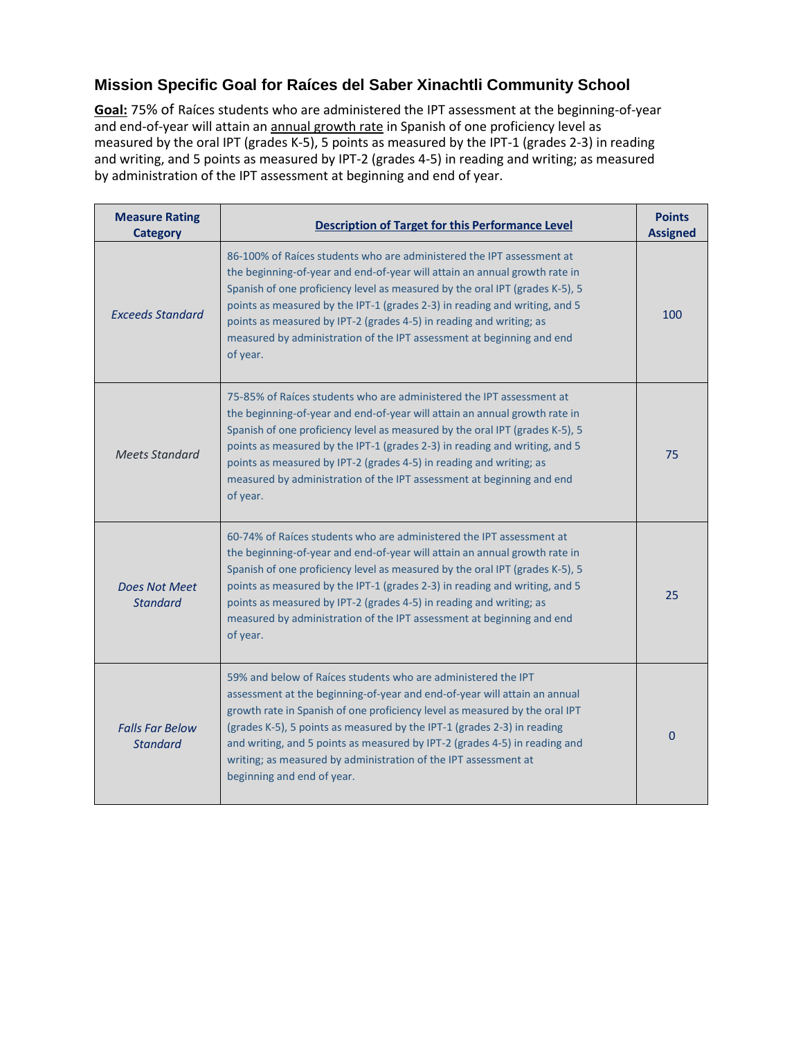## Mission Specific Goal for Raíces del Saber Xinachtli Community School

**Goal:** 75% of Raíces students who are administered the IPT assessment at the beginning-of-year and end-of-year will attain an annual growth rate in Spanish of one proficiency level as measured by the oral IPT (grades K-5), 5 points as measured by the IPT-1 (grades 2-3) in reading and writing, and 5 points as measured by IPT-2 (grades 4-5) in reading and writing; as measured by administration of the IPT assessment at beginning and end of year.

| Measure Rating Category | Description of Target for this Performance Level | Points Assigned |
| --- | --- | --- |
| *Exceeds Standard* | 86-100% of Raíces students who are administered the IPT assessment at the beginning-of-year and end-of-year will attain an annual growth rate in Spanish of one proficiency level as measured by the oral IPT (grades K-5), 5 points as measured by the IPT-1 (grades 2-3) in reading and writing, and 5 points as measured by IPT-2 (grades 4-5) in reading and writing; as measured by administration of the IPT assessment at beginning and end of year. | 100 |
| *Meets Standard* | 75-85% of Raíces students who are administered the IPT assessment at the beginning-of-year and end-of-year will attain an annual growth rate in Spanish of one proficiency level as measured by the oral IPT (grades K-5), 5 points as measured by the IPT-1 (grades 2-3) in reading and writing, and 5 points as measured by IPT-2 (grades 4-5) in reading and writing; as measured by administration of the IPT assessment at beginning and end of year. | 75 |
| *Does Not Meet Standard* | 60-74% of Raíces students who are administered the IPT assessment at the beginning-of-year and end-of-year will attain an annual growth rate in Spanish of one proficiency level as measured by the oral IPT (grades K-5), 5 points as measured by the IPT-1 (grades 2-3) in reading and writing, and 5 points as measured by IPT-2 (grades 4-5) in reading and writing; as measured by administration of the IPT assessment at beginning and end of year. | 25 |
| *Falls Far Below Standard* | 59% and below of Raíces students who are administered the IPT assessment at the beginning-of-year and end-of-year will attain an annual growth rate in Spanish of one proficiency level as measured by the oral IPT (grades K-5), 5 points as measured by the IPT-1 (grades 2-3) in reading and writing, and 5 points as measured by IPT-2 (grades 4-5) in reading and writing; as measured by administration of the IPT assessment at beginning and end of year. | 0 |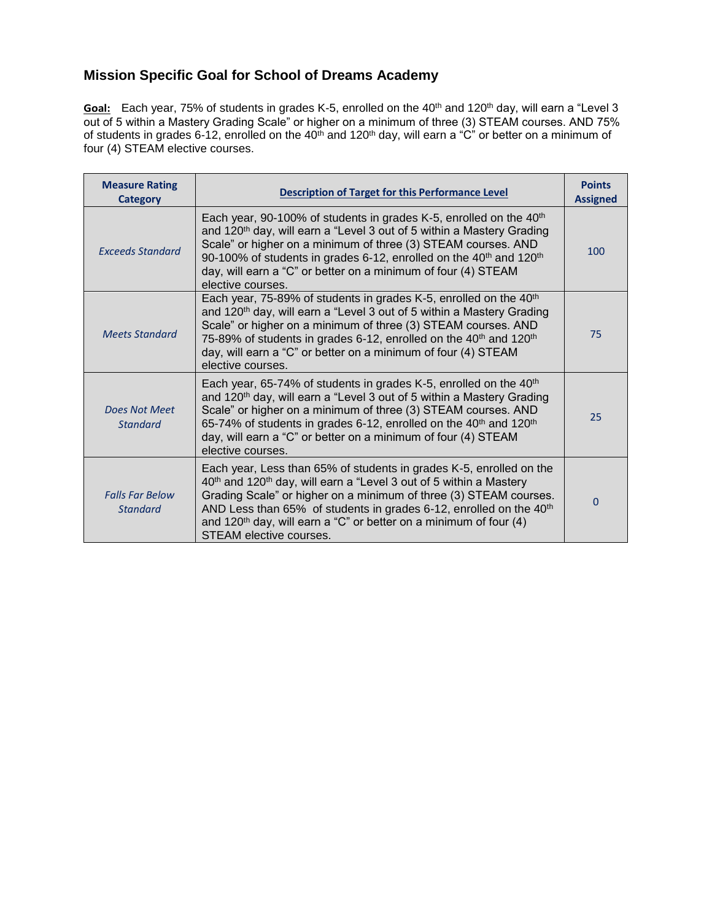### Mission Specific Goal for School of Dreams Academy

**Goal:** Each year, 75% of students in grades K-5, enrolled on the 40th and 120th day, will earn a "Level 3 out of 5 within a Mastery Grading Scale" or higher on a minimum of three (3) STEAM courses. AND 75% of students in grades 6-12, enrolled on the 40th and 120th day, will earn a "C" or better on a minimum of four (4) STEAM elective courses.

| Measure Rating Category | Description of Target for this Performance Level | Points Assigned |
|---|---|---|
| *Exceeds Standard* | Each year, 90-100% of students in grades K-5, enrolled on the 40th and 120th day, will earn a "Level 3 out of 5 within a Mastery Grading Scale" or higher on a minimum of three (3) STEAM courses. AND 90-100% of students in grades 6-12, enrolled on the 40th and 120th day, will earn a "C" or better on a minimum of four (4) STEAM elective courses. | 100 |
| *Meets Standard* | Each year, 75-89% of students in grades K-5, enrolled on the 40th and 120th day, will earn a "Level 3 out of 5 within a Mastery Grading Scale" or higher on a minimum of three (3) STEAM courses. AND 75-89% of students in grades 6-12, enrolled on the 40th and 120th day, will earn a "C" or better on a minimum of four (4) STEAM elective courses. | 75 |
| *Does Not Meet Standard* | Each year, 65-74% of students in grades K-5, enrolled on the 40th and 120th day, will earn a "Level 3 out of 5 within a Mastery Grading Scale" or higher on a minimum of three (3) STEAM courses. AND 65-74% of students in grades 6-12, enrolled on the 40th and 120th day, will earn a "C" or better on a minimum of four (4) STEAM elective courses. | 25 |
| *Falls Far Below Standard* | Each year, Less than 65% of students in grades K-5, enrolled on the 40th and 120th day, will earn a "Level 3 out of 5 within a Mastery Grading Scale" or higher on a minimum of three (3) STEAM courses. AND Less than 65% of students in grades 6-12, enrolled on the 40th and 120th day, will earn a "C" or better on a minimum of four (4) STEAM elective courses. | 0 |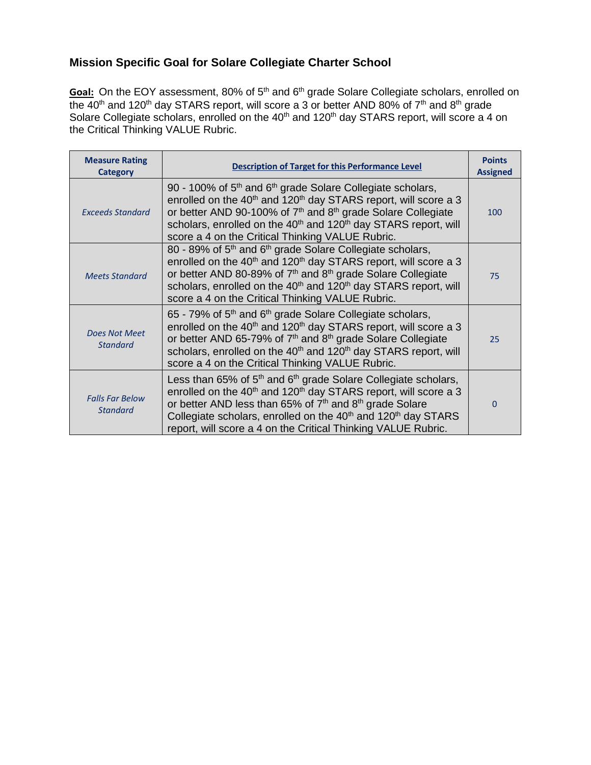### Mission Specific Goal for Solare Collegiate Charter School

**Goal:** On the EOY assessment, 80% of 5th and 6th grade Solare Collegiate scholars, enrolled on the 40th and 120th day STARS report, will score a 3 or better AND 80% of 7th and 8th grade Solare Collegiate scholars, enrolled on the 40th and 120th day STARS report, will score a 4 on the Critical Thinking VALUE Rubric.

| Measure Rating Category | Description of Target for this Performance Level | Points Assigned |
|---|---|---|
| *Exceeds Standard* | 90 - 100% of 5th and 6th grade Solare Collegiate scholars, enrolled on the 40th and 120th day STARS report, will score a 3 or better AND 90-100% of 7th and 8th grade Solare Collegiate scholars, enrolled on the 40th and 120th day STARS report, will score a 4 on the Critical Thinking VALUE Rubric. | 100 |
| *Meets Standard* | 80 - 89% of 5th and 6th grade Solare Collegiate scholars, enrolled on the 40th and 120th day STARS report, will score a 3 or better AND 80-89% of 7th and 8th grade Solare Collegiate scholars, enrolled on the 40th and 120th day STARS report, will score a 4 on the Critical Thinking VALUE Rubric. | 75 |
| *Does Not Meet Standard* | 65 - 79% of 5th and 6th grade Solare Collegiate scholars, enrolled on the 40th and 120th day STARS report, will score a 3 or better AND 65-79% of 7th and 8th grade Solare Collegiate scholars, enrolled on the 40th and 120th day STARS report, will score a 4 on the Critical Thinking VALUE Rubric. | 25 |
| *Falls Far Below Standard* | Less than 65% of 5th and 6th grade Solare Collegiate scholars, enrolled on the 40th and 120th day STARS report, will score a 3 or better AND less than 65% of 7th and 8th grade Solare Collegiate scholars, enrolled on the 40th and 120th day STARS report, will score a 4 on the Critical Thinking VALUE Rubric. | 0 |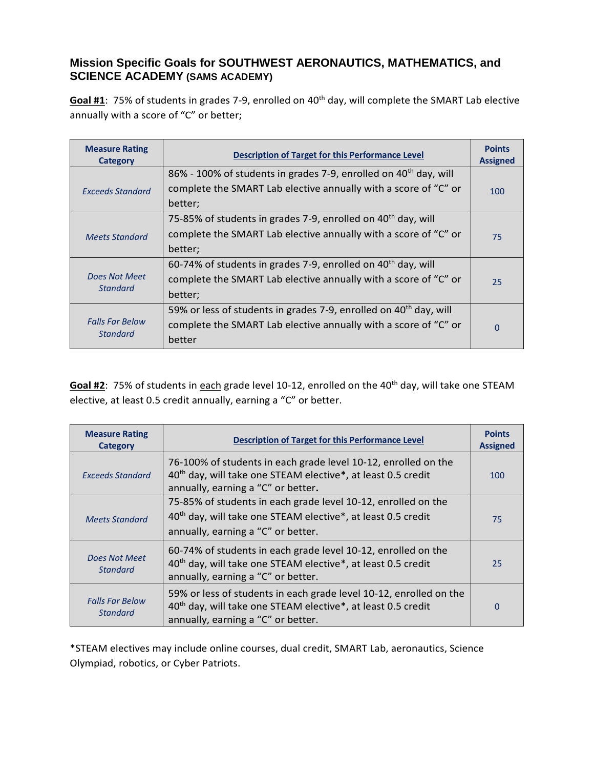## Mission Specific Goals for SOUTHWEST AERONAUTICS, MATHEMATICS, and SCIENCE ACADEMY (SAMS ACADEMY)

**Goal #1**: 75% of students in grades 7-9, enrolled on 40th day, will complete the SMART Lab elective annually with a score of "C" or better;

| Measure Rating Category | Description of Target for this Performance Level | Points Assigned |
|---|---|---|
| *Exceeds Standard* | 86% - 100% of students in grades 7-9, enrolled on 40th day, will complete the SMART Lab elective annually with a score of "C" or better; | 100 |
| *Meets Standard* | 75-85% of students in grades 7-9, enrolled on 40th day, will complete the SMART Lab elective annually with a score of "C" or better; | 75 |
| *Does Not Meet Standard* | 60-74% of students in grades 7-9, enrolled on 40th day, will complete the SMART Lab elective annually with a score of "C" or better; | 25 |
| *Falls Far Below Standard* | 59% or less of students in grades 7-9, enrolled on 40th day, will complete the SMART Lab elective annually with a score of "C" or better | 0 |

**Goal #2**: 75% of students in each grade level 10-12, enrolled on the 40th day, will take one STEAM elective, at least 0.5 credit annually, earning a "C" or better.

| Measure Rating Category | Description of Target for this Performance Level | Points Assigned |
|---|---|---|
| *Exceeds Standard* | 76-100% of students in each grade level 10-12, enrolled on the 40th day, will take one STEAM elective*, at least 0.5 credit annually, earning a "C" or better. | 100 |
| *Meets Standard* | 75-85% of students in each grade level 10-12, enrolled on the 40th day, will take one STEAM elective*, at least 0.5 credit annually, earning a "C" or better. | 75 |
| *Does Not Meet Standard* | 60-74% of students in each grade level 10-12, enrolled on the 40th day, will take one STEAM elective*, at least 0.5 credit annually, earning a "C" or better. | 25 |
| *Falls Far Below Standard* | 59% or less of students in each grade level 10-12, enrolled on the 40th day, will take one STEAM elective*, at least 0.5 credit annually, earning a "C" or better. | 0 |

*STEAM electives may include online courses, dual credit, SMART Lab, aeronautics, Science Olympiad, robotics, or Cyber Patriots.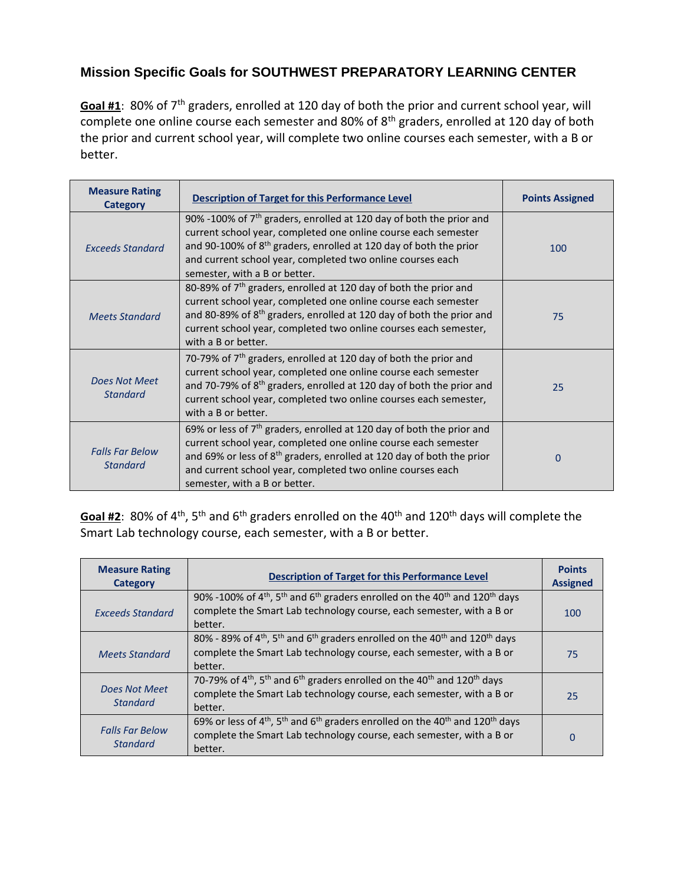### Mission Specific Goals for SOUTHWEST PREPARATORY LEARNING CENTER

**Goal #1**: 80% of 7th graders, enrolled at 120 day of both the prior and current school year, will complete one online course each semester and 80% of 8th graders, enrolled at 120 day of both the prior and current school year, will complete two online courses each semester, with a B or better.

| Measure Rating Category | Description of Target for this Performance Level | Points Assigned |
|---|---|---|
| *Exceeds Standard* | 90% -100% of 7th graders, enrolled at 120 day of both the prior and current school year, completed one online course each semester and 90-100% of 8th graders, enrolled at 120 day of both the prior and current school year, completed two online courses each semester, with a B or better. | 100 |
| *Meets Standard* | 80-89% of 7th graders, enrolled at 120 day of both the prior and current school year, completed one online course each semester and 80-89% of 8th graders, enrolled at 120 day of both the prior and current school year, completed two online courses each semester, with a B or better. | 75 |
| *Does Not Meet Standard* | 70-79% of 7th graders, enrolled at 120 day of both the prior and current school year, completed one online course each semester and 70-79% of 8th graders, enrolled at 120 day of both the prior and current school year, completed two online courses each semester, with a B or better. | 25 |
| *Falls Far Below Standard* | 69% or less of 7th graders, enrolled at 120 day of both the prior and current school year, completed one online course each semester and 69% or less of 8th graders, enrolled at 120 day of both the prior and current school year, completed two online courses each semester, with a B or better. | 0 |

**Goal #2**: 80% of 4th, 5th and 6th graders enrolled on the 40th and 120th days will complete the Smart Lab technology course, each semester, with a B or better.

| Measure Rating Category | Description of Target for this Performance Level | Points Assigned |
|---|---|---|
| *Exceeds Standard* | 90% -100% of 4th, 5th and 6th graders enrolled on the 40th and 120th days complete the Smart Lab technology course, each semester, with a B or better. | 100 |
| *Meets Standard* | 80% - 89% of 4th, 5th and 6th graders enrolled on the 40th and 120th days complete the Smart Lab technology course, each semester, with a B or better. | 75 |
| *Does Not Meet Standard* | 70-79% of 4th, 5th and 6th graders enrolled on the 40th and 120th days complete the Smart Lab technology course, each semester, with a B or better. | 25 |
| *Falls Far Below Standard* | 69% or less of 4th, 5th and 6th graders enrolled on the 40th and 120th days complete the Smart Lab technology course, each semester, with a B or better. | 0 |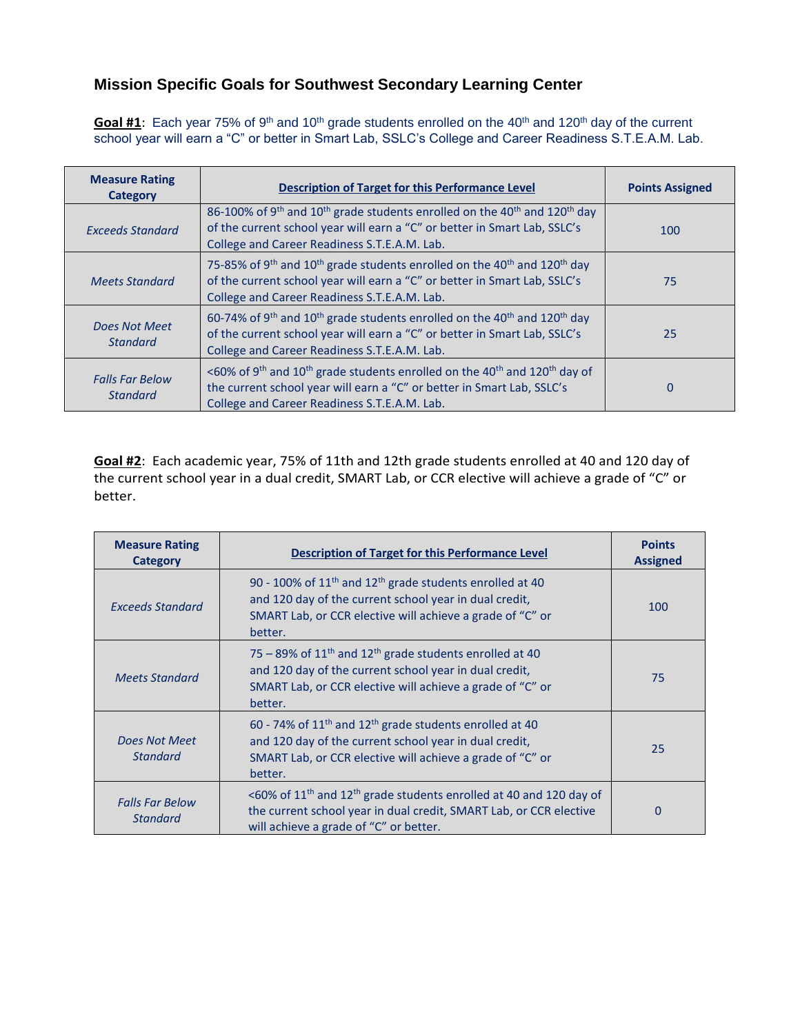## Mission Specific Goals for Southwest Secondary Learning Center

**Goal #1**: Each year 75% of 9th and 10th grade students enrolled on the 40th and 120th day of the current school year will earn a "C" or better in Smart Lab, SSLC's College and Career Readiness S.T.E.A.M. Lab.

| Measure Rating Category | Description of Target for this Performance Level | Points Assigned |
|---|---|---|
| *Exceeds Standard* | 86-100% of 9th and 10th grade students enrolled on the 40th and 120th day of the current school year will earn a "C" or better in Smart Lab, SSLC's College and Career Readiness S.T.E.A.M. Lab. | 100 |
| *Meets Standard* | 75-85% of 9th and 10th grade students enrolled on the 40th and 120th day of the current school year will earn a "C" or better in Smart Lab, SSLC's College and Career Readiness S.T.E.A.M. Lab. | 75 |
| *Does Not Meet Standard* | 60-74% of 9th and 10th grade students enrolled on the 40th and 120th day of the current school year will earn a "C" or better in Smart Lab, SSLC's College and Career Readiness S.T.E.A.M. Lab. | 25 |
| *Falls Far Below Standard* | <60% of 9th and 10th grade students enrolled on the 40th and 120th day of the current school year will earn a "C" or better in Smart Lab, SSLC's College and Career Readiness S.T.E.A.M. Lab. | 0 |

**Goal #2**: Each academic year, 75% of 11th and 12th grade students enrolled at 40 and 120 day of the current school year in a dual credit, SMART Lab, or CCR elective will achieve a grade of "C" or better.

| Measure Rating Category | Description of Target for this Performance Level | Points Assigned |
|---|---|---|
| *Exceeds Standard* | 90 - 100% of 11th and 12th grade students enrolled at 40 and 120 day of the current school year in dual credit, SMART Lab, or CCR elective will achieve a grade of "C" or better. | 100 |
| *Meets Standard* | 75 – 89% of 11th and 12th grade students enrolled at 40 and 120 day of the current school year in dual credit, SMART Lab, or CCR elective will achieve a grade of "C" or better. | 75 |
| *Does Not Meet Standard* | 60 - 74% of 11th and 12th grade students enrolled at 40 and 120 day of the current school year in dual credit, SMART Lab, or CCR elective will achieve a grade of "C" or better. | 25 |
| *Falls Far Below Standard* | <60% of 11th and 12th grade students enrolled at 40 and 120 day of the current school year in dual credit, SMART Lab, or CCR elective will achieve a grade of "C" or better. | 0 |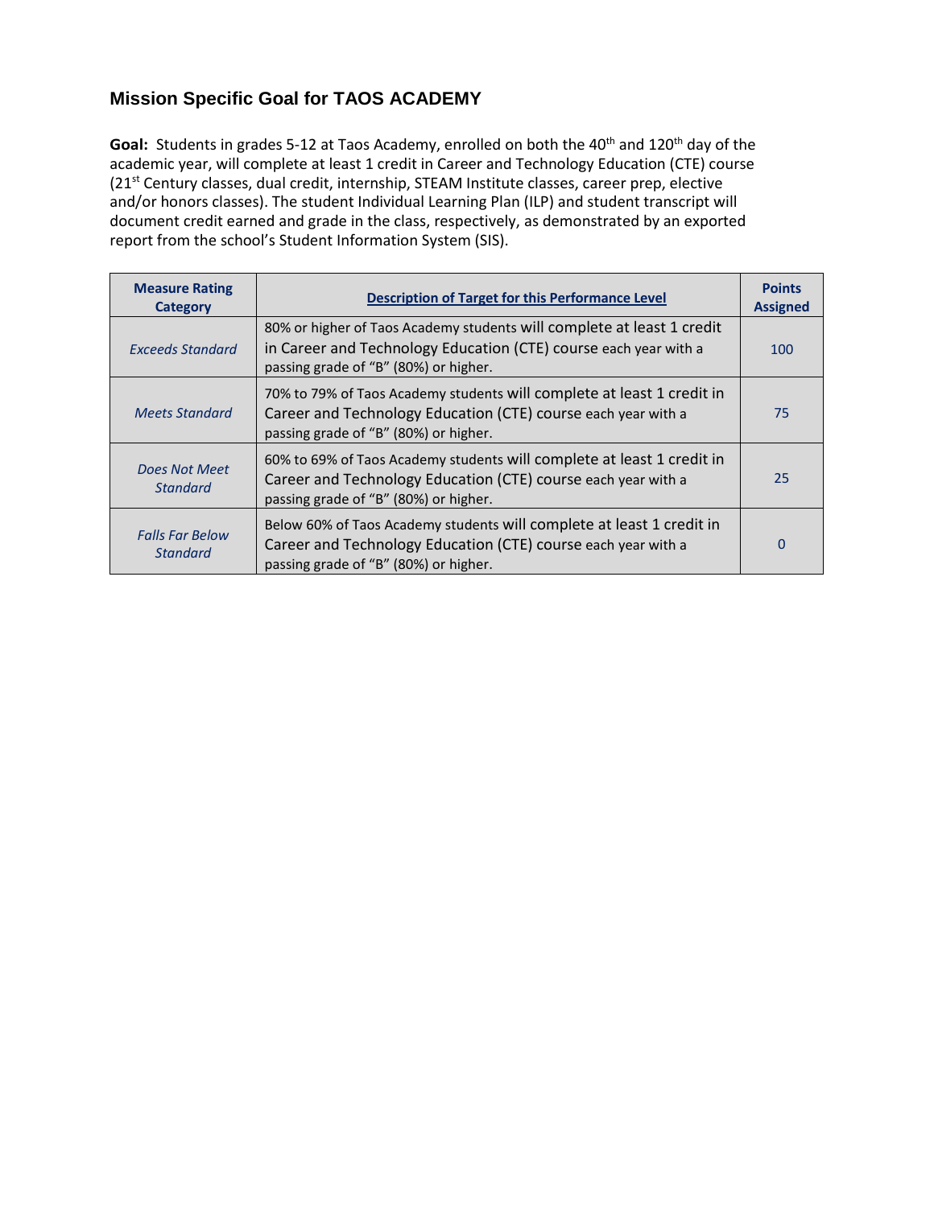## Mission Specific Goal for TAOS ACADEMY

**Goal:** Students in grades 5-12 at Taos Academy, enrolled on both the 40th and 120th day of the academic year, will complete at least 1 credit in Career and Technology Education (CTE) course (21st Century classes, dual credit, internship, STEAM Institute classes, career prep, elective and/or honors classes). The student Individual Learning Plan (ILP) and student transcript will document credit earned and grade in the class, respectively, as demonstrated by an exported report from the school's Student Information System (SIS).

| Measure Rating Category | Description of Target for this Performance Level | Points Assigned |
|---|---|---|
| *Exceeds Standard* | 80% or higher of Taos Academy students will complete at least 1 credit in Career and Technology Education (CTE) course each year with a passing grade of "B" (80%) or higher. | 100 |
| *Meets Standard* | 70% to 79% of Taos Academy students will complete at least 1 credit in Career and Technology Education (CTE) course each year with a passing grade of "B" (80%) or higher. | 75 |
| *Does Not Meet Standard* | 60% to 69% of Taos Academy students will complete at least 1 credit in Career and Technology Education (CTE) course each year with a passing grade of "B" (80%) or higher. | 25 |
| *Falls Far Below Standard* | Below 60% of Taos Academy students will complete at least 1 credit in Career and Technology Education (CTE) course each year with a passing grade of "B" (80%) or higher. | 0 |